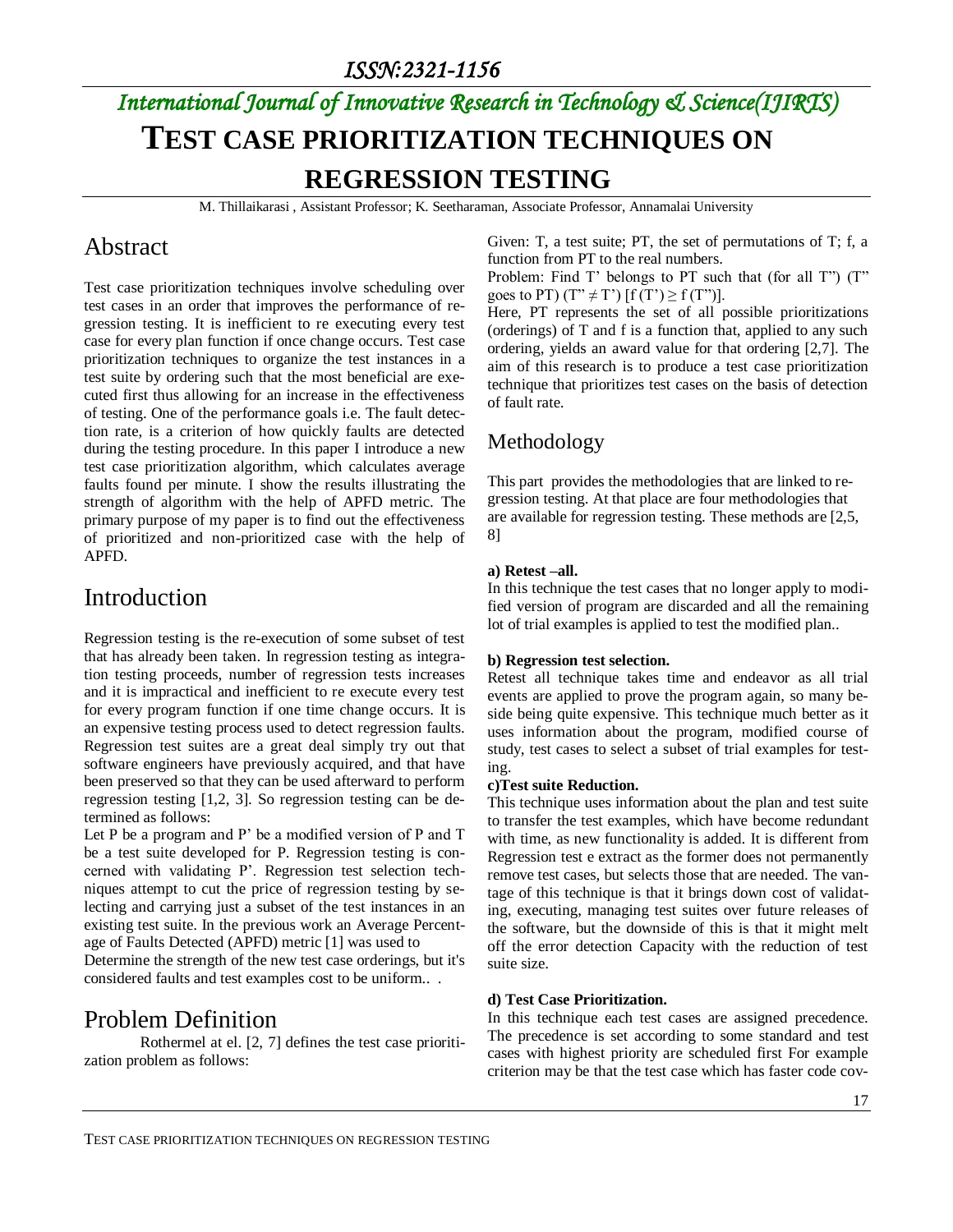# TEST CASE PRIORITIZATION TECHNIQUES ON REGRESSION TESTING

M. Thillaikarasi , Assistant Professor; K. Seetharaman, Associate Professor, Annamalai University

## Abstract

Test case prioritization techniques involve scheduling over test cases in an order that improves the performance of regression testing. It is inefficient to re executing every test case for every plan function if once change occurs. Test case prioritization techniques to organize the test instances in a test suite by ordering such that the most beneficial are executed first thus allowing for an increase in the effectiveness of testing. One of the performance goals i.e. The fault detection rate, is a criterion of how quickly faults are detected during the testing procedure. In this paper I introduce a new test case prioritization algorithm, which calculates average faults found per minute. I show the results illustrating the strength of algorithm with the help of APFD metric. The primary purpose of my paper is to find out the effectiveness of prioritized and non-prioritized case with the help of APFD.

## Introduction

Regression testing is the re-execution of some subset of test that has already been taken. In regression testing as integration testing proceeds, number of regression tests increases and it is impractical and inefficient to re execute every test for every program function if one time change occurs. It is an expensive testing process used to detect regression faults. Regression test suites are a great deal simply try out that software engineers have previously acquired, and that have been preserved so that they can be used afterward to perform regression testing [1,2, 3]. So regression testing can be determined as follows:

Let P be a program and P' be a modified version of P and T be a test suite developed for P. Regression testing is concerned with validating P'. Regression test selection techniques attempt to cut the price of regression testing by selecting and carrying just a subset of the test instances in an existing test suite. In the previous work an Average Percentage of Faults Detected (APFD) metric [1] was used to Determine the strength of the new test case orderings, but it's considered faults and test examples cost to be uniform.. .

## Problem Definition

Rothermel at el. [2, 7] defines the test case prioritization problem as follows:

Given: T, a test suite; PT, the set of permutations of T; f, a function from PT to the real numbers.

Problem: Find T' belongs to PT such that (for all T") (T" goes to PT) (T" ≠ T') [f (T') ≥ f (T")].

Here, PT represents the set of all possible prioritizations (orderings) of T and f is a function that, applied to any such ordering, yields an award value for that ordering [2,7]. The aim of this research is to produce a test case prioritization technique that prioritizes test cases on the basis of detection of fault rate.

## Methodology

This part provides the methodologies that are linked to regression testing. At that place are four methodologies that are available for regression testing. These methods are [2,5, 8]

**a) Retest –all.**

In this technique the test cases that no longer apply to modified version of program are discarded and all the remaining lot of trial examples is applied to test the modified plan..

**b) Regression test selection.**

Retest all technique takes time and endeavor as all trial events are applied to prove the program again, so many beside being quite expensive. This technique much better as it uses information about the program, modified course of study, test cases to select a subset of trial examples for testing.

**c)Test suite Reduction.**

This technique uses information about the plan and test suite to transfer the test examples, which have become redundant with time, as new functionality is added. It is different from Regression test e extract as the former does not permanently remove test cases, but selects those that are needed. The vantage of this technique is that it brings down cost of validating, executing, managing test suites over future releases of the software, but the downside of this is that it might melt off the error detection Capacity with the reduction of test suite size.

**d) Test Case Prioritization.**

In this technique each test cases are assigned precedence. The precedence is set according to some standard and test cases with highest priority are scheduled first For example criterion may be that the test case which has faster code cov-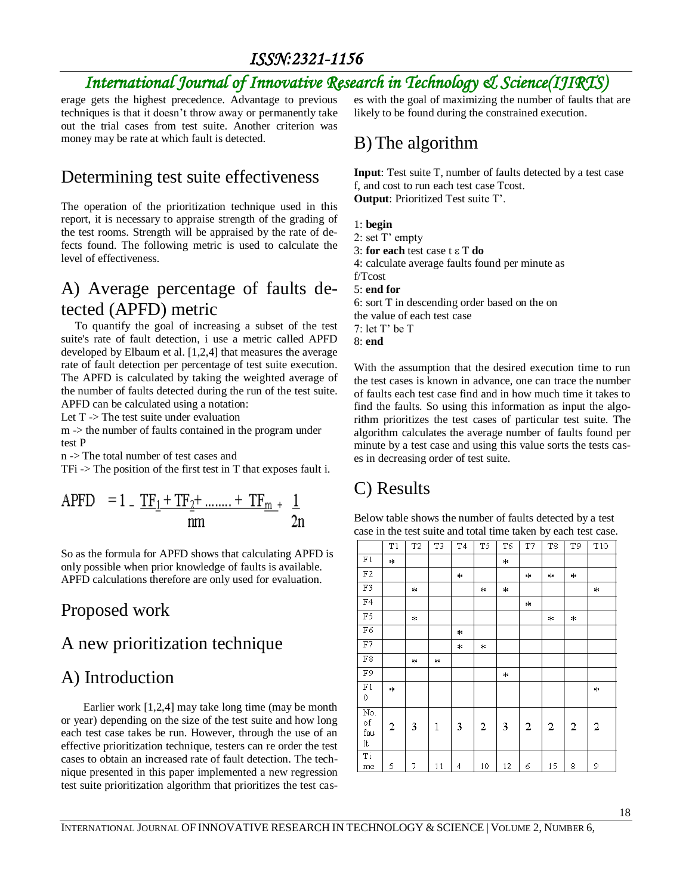erage gets the highest precedence. Advantage to previous techniques is that it doesn't throw away or permanently take out the trial cases from test suite. Another criterion was money may be rate at which fault is detected.

## Determining test suite effectiveness

The operation of the prioritization technique used in this report, it is necessary to appraise strength of the grading of the test rooms. Strength will be appraised by the rate of defects found. The following metric is used to calculate the level of effectiveness.

## A) Average percentage of faults detected (APFD) metric

To quantify the goal of increasing a subset of the test suite's rate of fault detection, i use a metric called APFD developed by Elbaum et al. [1,2,4] that measures the average rate of fault detection per percentage of test suite execution. The APFD is calculated by taking the weighted average of the number of faults detected during the run of the test suite. APFD can be calculated using a notation:

Let T -> The test suite under evaluation

m -> the number of faults contained in the program under test P

n -> The total number of test cases and

TFi -> The position of the first test in T that exposes fault i.

$$APFD = 1 - \frac{TF_1 + TF_2 + \ldots\ldots + TF_m}{nm} + \frac{1}{2n}$$

So as the formula for APFD shows that calculating APFD is only possible when prior knowledge of faults is available. APFD calculations therefore are only used for evaluation.

## Proposed work

## A new prioritization technique

## A) Introduction

Earlier work [1,2,4] may take long time (may be month or year) depending on the size of the test suite and how long each test case takes be run. However, through the use of an effective prioritization technique, testers can re order the test cases to obtain an increased rate of fault detection. The technique presented in this paper implemented a new regression test suite prioritization algorithm that prioritizes the test cases with the goal of maximizing the number of faults that are likely to be found during the constrained execution.

## B) The algorithm

**Input**: Test suite T, number of faults detected by a test case f, and cost to run each test case Tcost.
**Output**: Prioritized Test suite T'.

1: **begin**
2: set T' empty
3: **for each** test case t ε T **do**
4: calculate average faults found per minute as f/Tcost
5: **end for**
6: sort T in descending order based on the on the value of each test case
7: let T' be T
8: **end**

With the assumption that the desired execution time to run the test cases is known in advance, one can trace the number of faults each test case find and in how much time it takes to find the faults. So using this information as input the algorithm prioritizes the test cases of particular test suite. The algorithm calculates the average number of faults found per minute by a test case and using this value sorts the tests cases in decreasing order of test suite.

## C) Results

Below table shows the number of faults detected by a test case in the test suite and total time taken by each test case.

| | T1 | T2 | T3 | T4 | T5 | T6 | T7 | T8 | T9 | T10 |
|---|---|---|---|---|---|---|---|---|---|---|
| F1 | * | | | | | * | | | | |
| F2 | | | | * | | | * | * | * | |
| F3 | | * | | | * | * | | | | * |
| F4 | | | | | | | * | | | |
| F5 | | * | | | | | | * | * | |
| F6 | | | | * | | | | | | |
| F7 | | | | * | * | | | | | |
| F8 | | * | * | | | | | | | |
| F9 | | | | | | * | | | | |
| F10 | * | | | | | | | | | * |
| No. of fault | 2 | 3 | 1 | 3 | 2 | 3 | 2 | 2 | 2 | 2 |
| Time | 5 | 7 | 11 | 4 | 10 | 12 | 6 | 15 | 8 | 9 |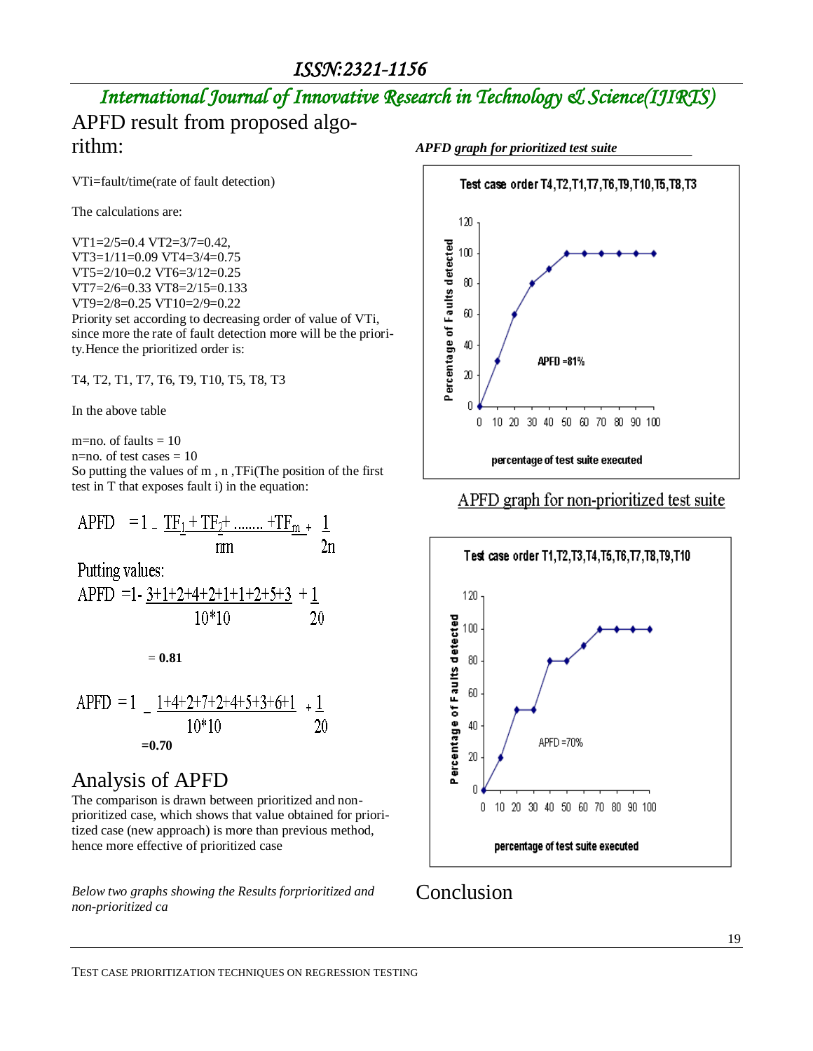## APFD result from proposed algorithm:

VTi=fault/time(rate of fault detection)

The calculations are:

VT1=2/5=0.4 VT2=3/7=0.42,
VT3=1/11=0.09 VT4=3/4=0.75
VT5=2/10=0.2 VT6=3/12=0.25
VT7=2/6=0.33 VT8=2/15=0.133
VT9=2/8=0.25 VT10=2/9=0.22

Priority set according to decreasing order of value of VTi, since more the rate of fault detection more will be the priority.Hence the prioritized order is:

T4, T2, T1, T7, T6, T9, T10, T5, T8, T3

In the above table

m=no. of faults = 10
n=no. of test cases = 10
So putting the values of m , n ,TFi(The position of the first test in T that exposes fault i) in the equation:

$$APFD = 1 - \frac{TF_1 + TF_2 + ........ + TF_m}{nm} + \frac{1}{2n}$$

Putting values:

$$APFD = 1 - \frac{3+1+2+4+2+1+1+2+5+3}{10*10} + \frac{1}{20}$$

= **0.81**

$$APFD = 1 - \frac{1+4+2+7+2+4+5+3+6+1}{10*10} + \frac{1}{20}$$

**=0.70**

## Analysis of APFD

The comparison is drawn between prioritized and non-prioritized case, which shows that value obtained for prioritized case (new approach) is more than previous method, hence more effective of prioritized case

*Below two graphs showing the Results forprioritized and non-prioritized ca*

***APFD graph for prioritized test suite***

Test case order T4,T2,T1,T7,T6,T9,T10,T5,T8,T3

APFD =81%

APFD graph for non-prioritized test suite

Test case order T1,T2,T3,T4,T5,T6,T7,T8,T9,T10

APFD =70%

## Conclusion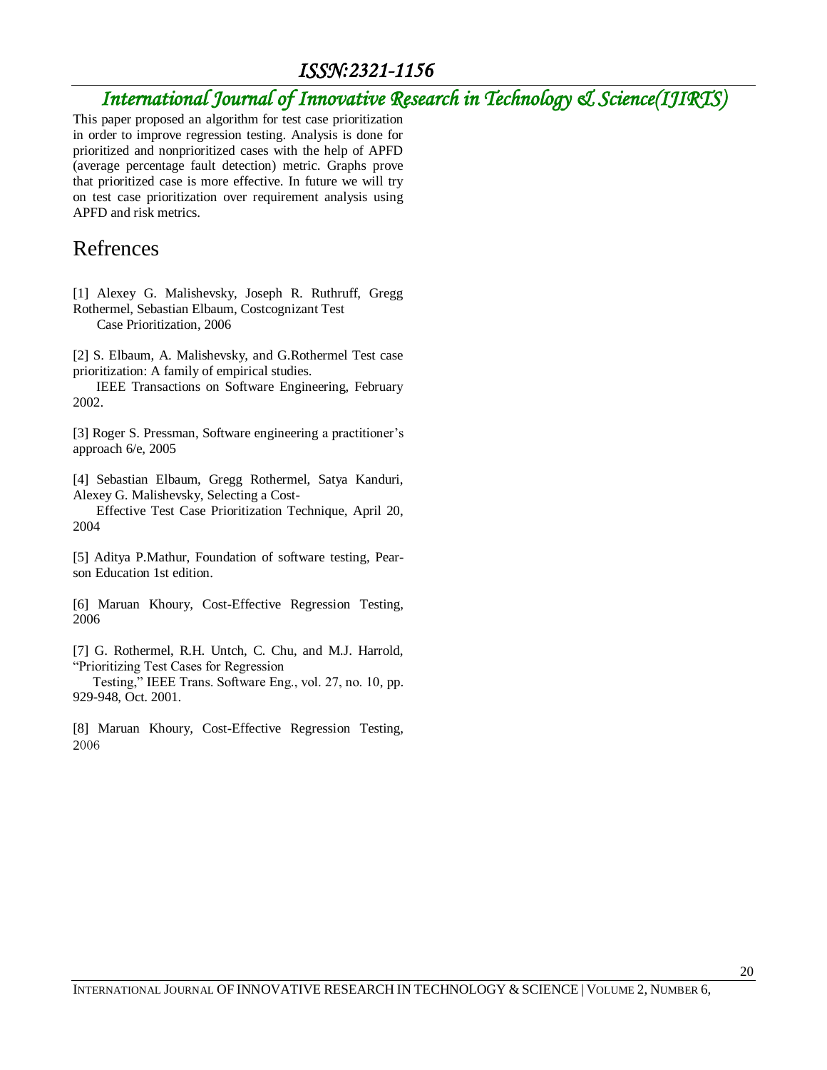This paper proposed an algorithm for test case prioritization in order to improve regression testing. Analysis is done for prioritized and nonprioritized cases with the help of APFD (average percentage fault detection) metric. Graphs prove that prioritized case is more effective. In future we will try on test case prioritization over requirement analysis using APFD and risk metrics.

# Refrences

[1] Alexey G. Malishevsky, Joseph R. Ruthruff, Gregg Rothermel, Sebastian Elbaum, Costcognizant Test Case Prioritization, 2006

[2] S. Elbaum, A. Malishevsky, and G.Rothermel Test case prioritization: A family of empirical studies. IEEE Transactions on Software Engineering, February 2002.

[3] Roger S. Pressman, Software engineering a practitioner's approach 6/e, 2005

[4] Sebastian Elbaum, Gregg Rothermel, Satya Kanduri, Alexey G. Malishevsky, Selecting a Cost-Effective Test Case Prioritization Technique, April 20, 2004

[5] Aditya P.Mathur, Foundation of software testing, Pearson Education 1st edition.

[6] Maruan Khoury, Cost-Effective Regression Testing, 2006

[7] G. Rothermel, R.H. Untch, C. Chu, and M.J. Harrold, "Prioritizing Test Cases for Regression Testing," IEEE Trans. Software Eng., vol. 27, no. 10, pp. 929-948, Oct. 2001.

[8] Maruan Khoury, Cost-Effective Regression Testing, 2006